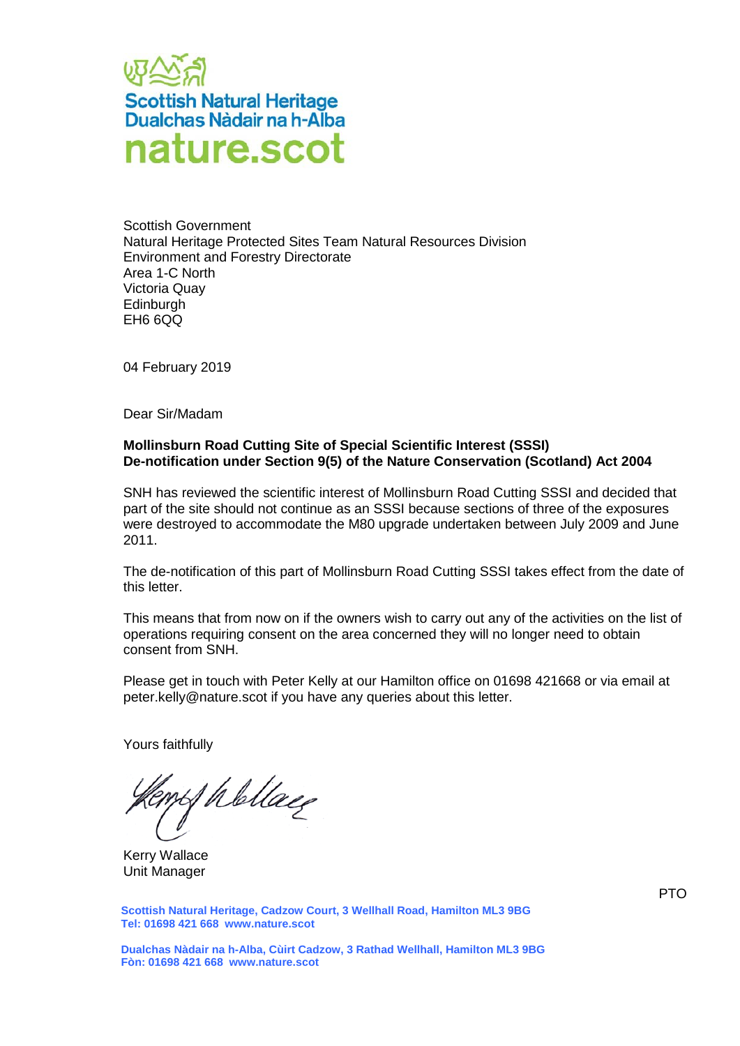Scottish Natural Heritage
Dualchas Nàdair na h-Alba
nature.scot

Scottish Government
Natural Heritage Protected Sites Team Natural Resources Division
Environment and Forestry Directorate
Area 1-C North
Victoria Quay
Edinburgh
EH6 6QQ

04 February 2019

Dear Sir/Madam

**Mollinsburn Road Cutting Site of Special Scientific Interest (SSSI)**
**De-notification under Section 9(5) of the Nature Conservation (Scotland) Act 2004**

SNH has reviewed the scientific interest of Mollinsburn Road Cutting SSSI and decided that part of the site should not continue as an SSSI because sections of three of the exposures were destroyed to accommodate the M80 upgrade undertaken between July 2009 and June 2011.

The de-notification of this part of Mollinsburn Road Cutting SSSI takes effect from the date of this letter.

This means that from now on if the owners wish to carry out any of the activities on the list of operations requiring consent on the area concerned they will no longer need to obtain consent from SNH.

Please get in touch with Peter Kelly at our Hamilton office on 01698 421668 or via email at peter.kelly@nature.scot if you have any queries about this letter.

Yours faithfully

Kerry Wallace
Unit Manager

PTO

**Scottish Natural Heritage, Cadzow Court, 3 Wellhall Road, Hamilton ML3 9BG**
**Tel: 01698 421 668 www.nature.scot**

**Dualchas Nàdair na h-Alba, Cùirt Cadzow, 3 Rathad Wellhall, Hamilton ML3 9BG**
**Fòn: 01698 421 668 www.nature.scot**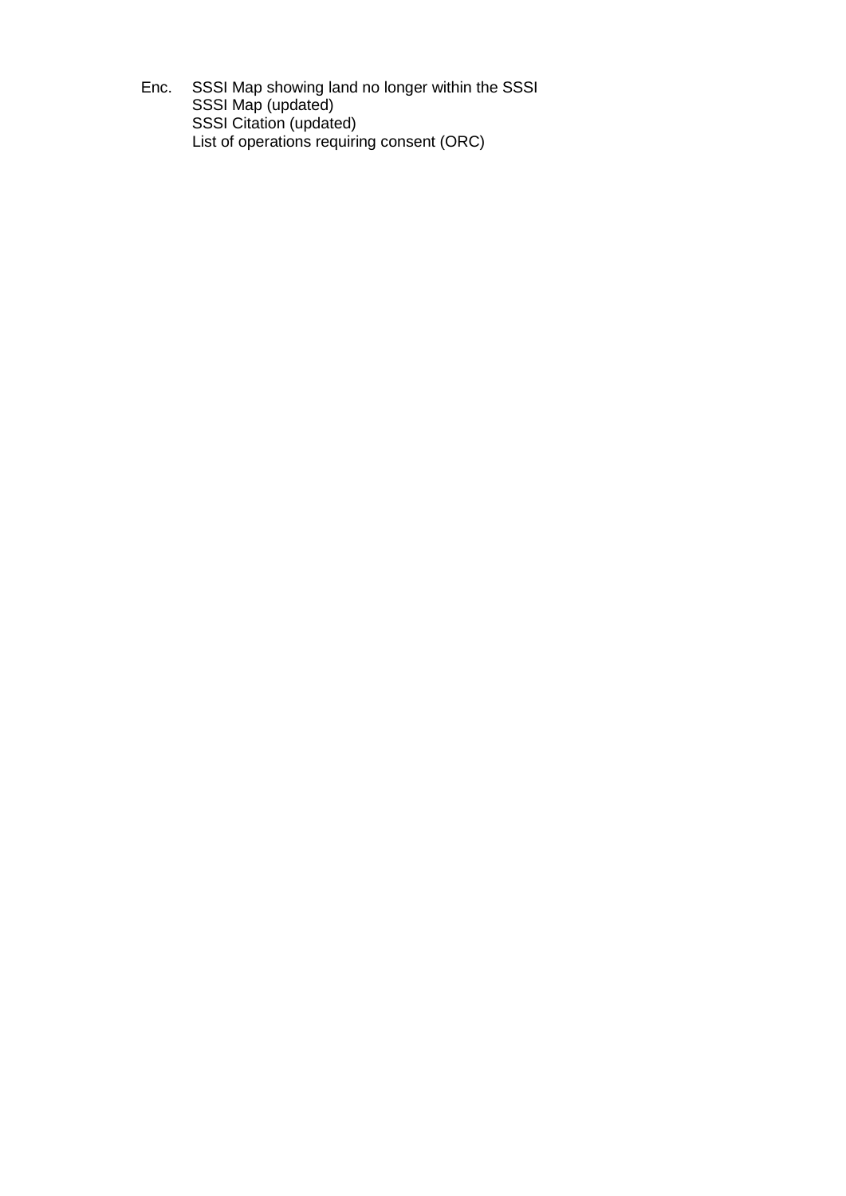Enc. SSSI Map showing land no longer within the SSSI
SSSI Map (updated)
SSSI Citation (updated)
List of operations requiring consent (ORC)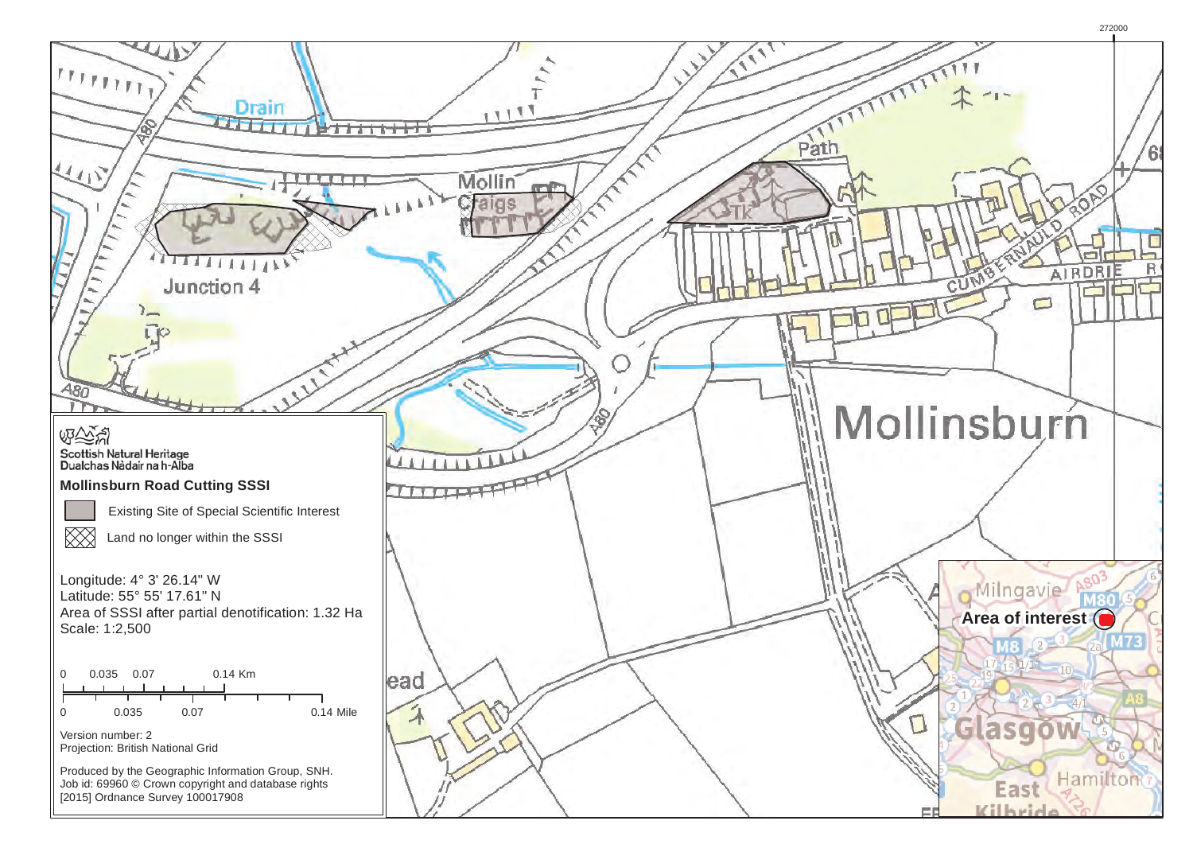Scottish Natural Heritage
Dualchas Nàdair na h-Alba

## Mollinsburn Road Cutting SSSI

Existing Site of Special Scientific Interest

Land no longer within the SSSI

Longitude: 4° 3' 26.14" W
Latitude: 55° 55' 17.61" N
Area of SSSI after partial denotification: 1.32 Ha
Scale: 1:2,500

0 0.035 0.07 0.14 Km

0 0.035 0.07 0.14 Mile

Version number: 2
Projection: British National Grid

Produced by the Geographic Information Group, SNH.
Job id: 69960 © Crown copyright and database rights [2015] Ordnance Survey 100017908

Area of interest